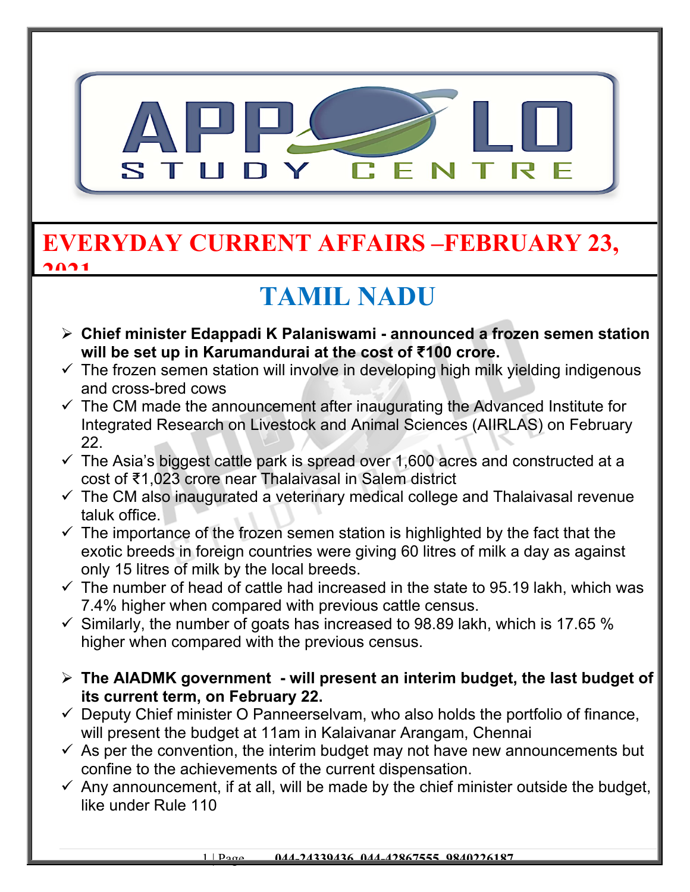# EVERYDAY CURRENT AFFAIRS –FEBRUARY 23, 2021

## TAMIL NADU

- **Chief minister Edappadi K Palaniswami - announced a frozen semen station will be set up in Karumandurai at the cost of ₹100 crore.**
  - ✓ The frozen semen station will involve in developing high milk yielding indigenous and cross-bred cows
  - ✓ The CM made the announcement after inaugurating the Advanced Institute for Integrated Research on Livestock and Animal Sciences (AIIRLAS) on February 22.
  - ✓ The Asia's biggest cattle park is spread over 1,600 acres and constructed at a cost of ₹1,023 crore near Thalaivasal in Salem district
  - ✓ The CM also inaugurated a veterinary medical college and Thalaivasal revenue taluk office.
  - ✓ The importance of the frozen semen station is highlighted by the fact that the exotic breeds in foreign countries were giving 60 litres of milk a day as against only 15 litres of milk by the local breeds.
  - ✓ The number of head of cattle had increased in the state to 95.19 lakh, which was 7.4% higher when compared with previous cattle census.
  - ✓ Similarly, the number of goats has increased to 98.89 lakh, which is 17.65 % higher when compared with the previous census.

- **The AIADMK government - will present an interim budget, the last budget of its current term, on February 22.**
  - ✓ Deputy Chief minister O Panneerselvam, who also holds the portfolio of finance, will present the budget at 11am in Kalaivanar Arangam, Chennai
  - ✓ As per the convention, the interim budget may not have new announcements but confine to the achievements of the current dispensation.
  - ✓ Any announcement, if at all, will be made by the chief minister outside the budget, like under Rule 110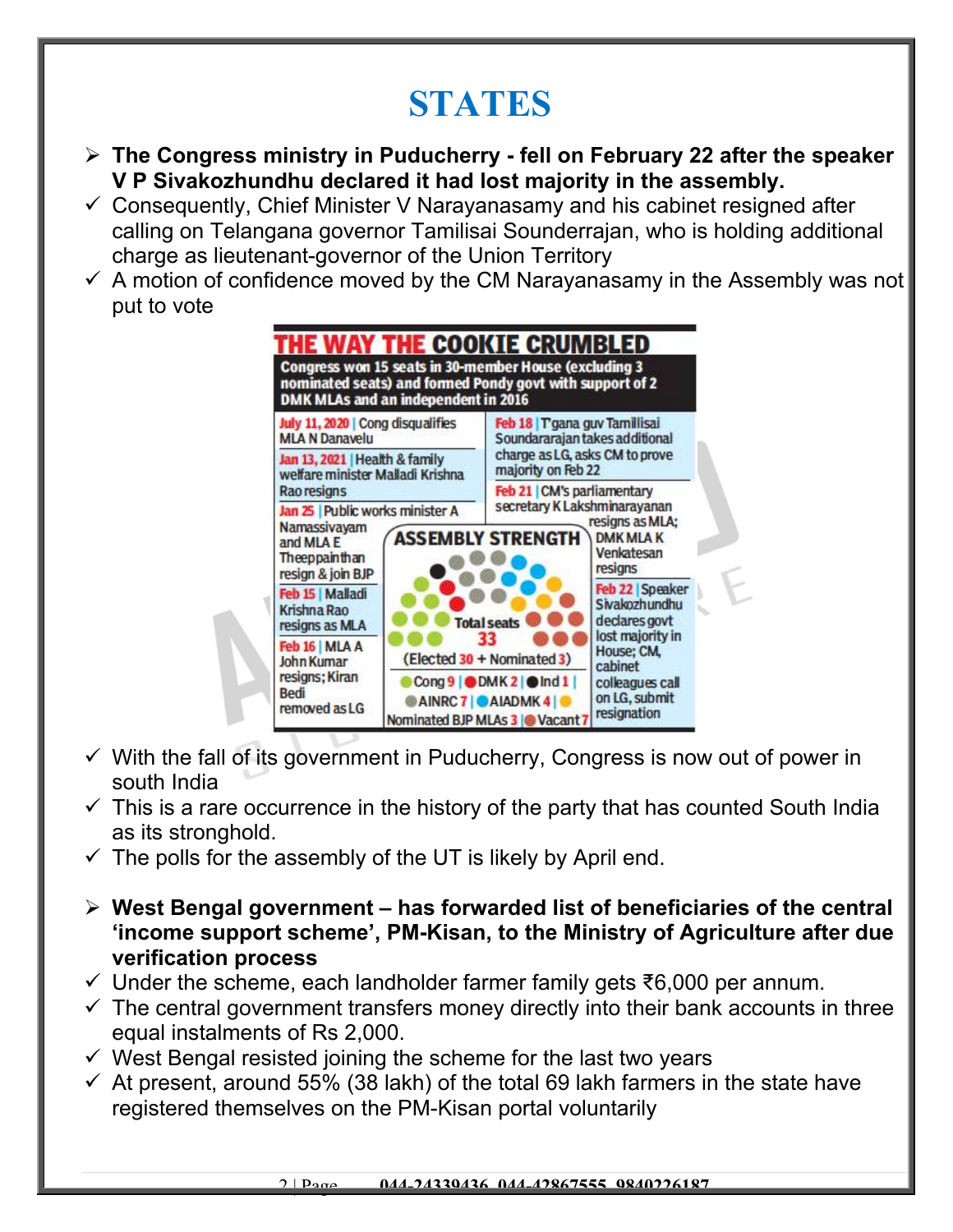# STATES

- **The Congress ministry in Puducherry - fell on February 22 after the speaker V P Sivakozhundhu declared it had lost majority in the assembly.**
  - ✓ Consequently, Chief Minister V Narayanasamy and his cabinet resigned after calling on Telangana governor Tamilisai Sounderrajan, who is holding additional charge as lieutenant-governor of the Union Territory
  - ✓ A motion of confidence moved by the CM Narayanasamy in the Assembly was not put to vote

**THE WAY THE COOKIE CRUMBLED**

**Congress won 15 seats in 30-member House (excluding 3 nominated seats) and formed Pondy govt with support of 2 DMK MLAs and an independent in 2016**

- **July 11, 2020** | Cong disqualifies MLA N Danavelu
- **Jan 13, 2021** | Health & family welfare minister Malladi Krishna Rao resigns
- **Jan 25** | Public works minister A Namassivayam and MLA E Theeppainthan resign & join BJP
- **Feb 15** | Malladi Krishna Rao resigns as MLA
- **Feb 16** | MLA A John Kumar resigns; Kiran Bedi removed as LG
- **Feb 18** | T'gana guv Tamilisai Soundararajan takes additional charge as LG, asks CM to prove majority on Feb 22
- **Feb 21** | CM's parliamentary secretary K Lakshminarayanan resigns as MLA; DMK MLA K Venkatesan resigns
- **Feb 22** | Speaker Sivakozhundhu declares govt lost majority in House; CM, cabinet colleagues call on LG, submit resignation

**ASSEMBLY STRENGTH**

Total seats 33 (Elected 30 + Nominated 3)

Cong 9 | DMK 2 | Ind 1 | AINRC 7 | AIADMK 4 | Nominated BJP MLAs 3 | Vacant 7

- ✓ With the fall of its government in Puducherry, Congress is now out of power in south India
- ✓ This is a rare occurrence in the history of the party that has counted South India as its stronghold.
- ✓ The polls for the assembly of the UT is likely by April end.

- **West Bengal government – has forwarded list of beneficiaries of the central 'income support scheme', PM-Kisan, to the Ministry of Agriculture after due verification process**
  - ✓ Under the scheme, each landholder farmer family gets ₹6,000 per annum.
  - ✓ The central government transfers money directly into their bank accounts in three equal instalments of Rs 2,000.
  - ✓ West Bengal resisted joining the scheme for the last two years
  - ✓ At present, around 55% (38 lakh) of the total 69 lakh farmers in the state have registered themselves on the PM-Kisan portal voluntarily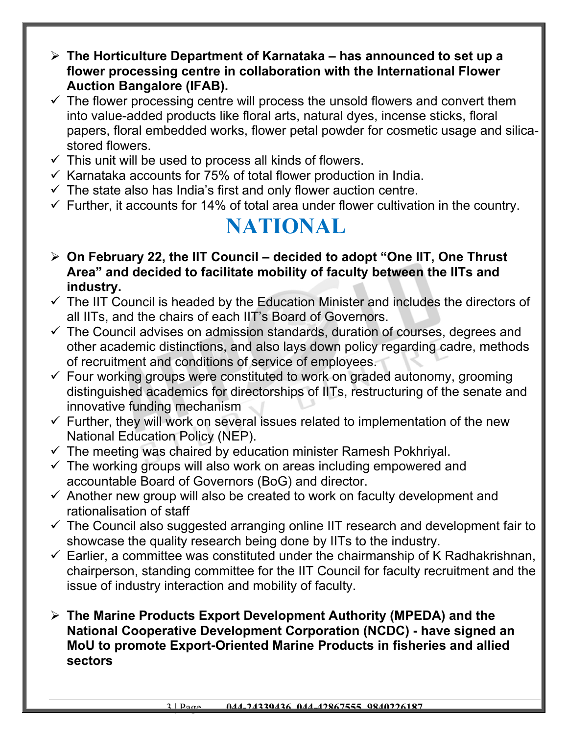- **The Horticulture Department of Karnataka – has announced to set up a flower processing centre in collaboration with the International Flower Auction Bangalore (IFAB).**
  - ✓ The flower processing centre will process the unsold flowers and convert them into value-added products like floral arts, natural dyes, incense sticks, floral papers, floral embedded works, flower petal powder for cosmetic usage and silica-stored flowers.
  - ✓ This unit will be used to process all kinds of flowers.
  - ✓ Karnataka accounts for 75% of total flower production in India.
  - ✓ The state also has India's first and only flower auction centre.
  - ✓ Further, it accounts for 14% of total area under flower cultivation in the country.

# NATIONAL

- **On February 22, the IIT Council – decided to adopt "One IIT, One Thrust Area" and decided to facilitate mobility of faculty between the IITs and industry.**
  - ✓ The IIT Council is headed by the Education Minister and includes the directors of all IITs, and the chairs of each IIT's Board of Governors.
  - ✓ The Council advises on admission standards, duration of courses, degrees and other academic distinctions, and also lays down policy regarding cadre, methods of recruitment and conditions of service of employees.
  - ✓ Four working groups were constituted to work on graded autonomy, grooming distinguished academics for directorships of IITs, restructuring of the senate and innovative funding mechanism
  - ✓ Further, they will work on several issues related to implementation of the new National Education Policy (NEP).
  - ✓ The meeting was chaired by education minister Ramesh Pokhriyal.
  - ✓ The working groups will also work on areas including empowered and accountable Board of Governors (BoG) and director.
  - ✓ Another new group will also be created to work on faculty development and rationalisation of staff
  - ✓ The Council also suggested arranging online IIT research and development fair to showcase the quality research being done by IITs to the industry.
  - ✓ Earlier, a committee was constituted under the chairmanship of K Radhakrishnan, chairperson, standing committee for the IIT Council for faculty recruitment and the issue of industry interaction and mobility of faculty.

- **The Marine Products Export Development Authority (MPEDA) and the National Cooperative Development Corporation (NCDC) - have signed an MoU to promote Export-Oriented Marine Products in fisheries and allied sectors**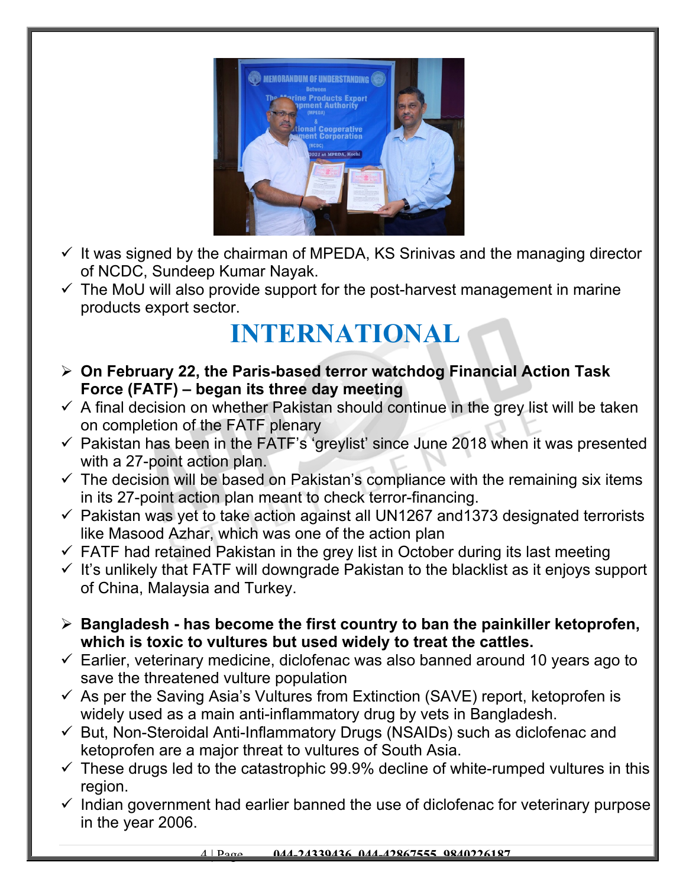- ✓ It was signed by the chairman of MPEDA, KS Srinivas and the managing director of NCDC, Sundeep Kumar Nayak.
- ✓ The MoU will also provide support for the post-harvest management in marine products export sector.

# INTERNATIONAL

- ➢ **On February 22, the Paris-based terror watchdog Financial Action Task Force (FATF) – began its three day meeting**
- ✓ A final decision on whether Pakistan should continue in the grey list will be taken on completion of the FATF plenary
- ✓ Pakistan has been in the FATF's 'greylist' since June 2018 when it was presented with a 27-point action plan.
- ✓ The decision will be based on Pakistan's compliance with the remaining six items in its 27-point action plan meant to check terror-financing.
- ✓ Pakistan was yet to take action against all UN1267 and1373 designated terrorists like Masood Azhar, which was one of the action plan
- ✓ FATF had retained Pakistan in the grey list in October during its last meeting
- ✓ It's unlikely that FATF will downgrade Pakistan to the blacklist as it enjoys support of China, Malaysia and Turkey.

- ➢ **Bangladesh - has become the first country to ban the painkiller ketoprofen, which is toxic to vultures but used widely to treat the cattles.**
- ✓ Earlier, veterinary medicine, diclofenac was also banned around 10 years ago to save the threatened vulture population
- ✓ As per the Saving Asia's Vultures from Extinction (SAVE) report, ketoprofen is widely used as a main anti-inflammatory drug by vets in Bangladesh.
- ✓ But, Non-Steroidal Anti-Inflammatory Drugs (NSAIDs) such as diclofenac and ketoprofen are a major threat to vultures of South Asia.
- ✓ These drugs led to the catastrophic 99.9% decline of white-rumped vultures in this region.
- ✓ Indian government had earlier banned the use of diclofenac for veterinary purpose in the year 2006.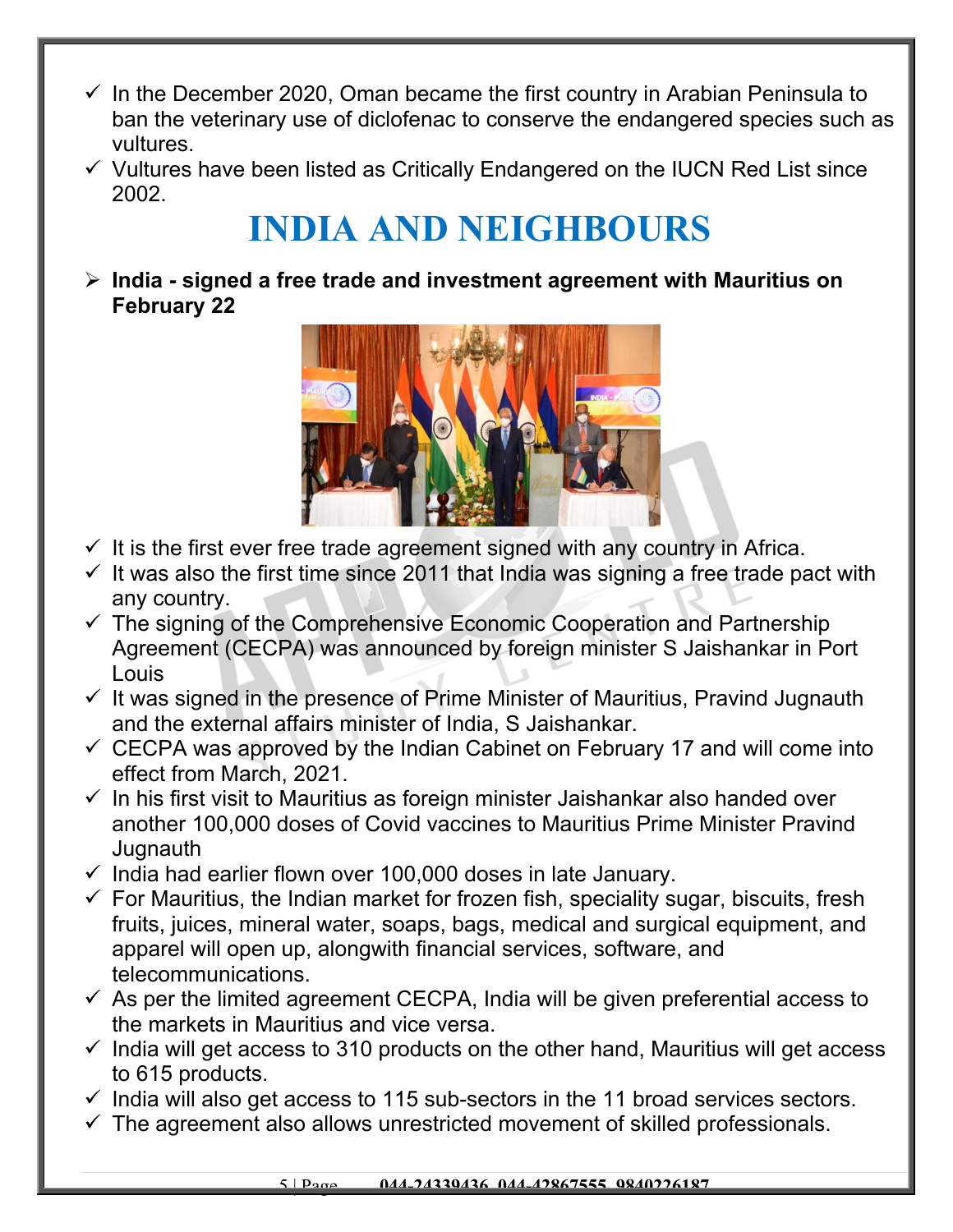- In the December 2020, Oman became the first country in Arabian Peninsula to ban the veterinary use of diclofenac to conserve the endangered species such as vultures.
- Vultures have been listed as Critically Endangered on the IUCN Red List since 2002.

# INDIA AND NEIGHBOURS

- **India - signed a free trade and investment agreement with Mauritius on February 22**

  - It is the first ever free trade agreement signed with any country in Africa.
  - It was also the first time since 2011 that India was signing a free trade pact with any country.
  - The signing of the Comprehensive Economic Cooperation and Partnership Agreement (CECPA) was announced by foreign minister S Jaishankar in Port Louis
  - It was signed in the presence of Prime Minister of Mauritius, Pravind Jugnauth and the external affairs minister of India, S Jaishankar.
  - CECPA was approved by the Indian Cabinet on February 17 and will come into effect from March, 2021.
  - In his first visit to Mauritius as foreign minister Jaishankar also handed over another 100,000 doses of Covid vaccines to Mauritius Prime Minister Pravind Jugnauth
  - India had earlier flown over 100,000 doses in late January.
  - For Mauritius, the Indian market for frozen fish, speciality sugar, biscuits, fresh fruits, juices, mineral water, soaps, bags, medical and surgical equipment, and apparel will open up, alongwith financial services, software, and telecommunications.
  - As per the limited agreement CECPA, India will be given preferential access to the markets in Mauritius and vice versa.
  - India will get access to 310 products on the other hand, Mauritius will get access to 615 products.
  - India will also get access to 115 sub-sectors in the 11 broad services sectors.
  - The agreement also allows unrestricted movement of skilled professionals.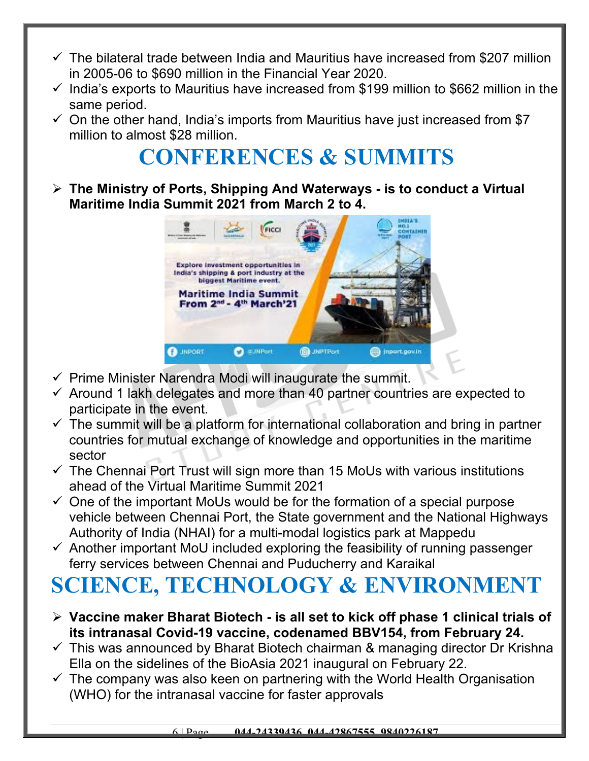- ✓ The bilateral trade between India and Mauritius have increased from $207 million in 2005-06 to $690 million in the Financial Year 2020.
- ✓ India's exports to Mauritius have increased from $199 million to $662 million in the same period.
- ✓ On the other hand, India's imports from Mauritius have just increased from $7 million to almost $28 million.

# CONFERENCES & SUMMITS

- **The Ministry of Ports, Shipping And Waterways - is to conduct a Virtual Maritime India Summit 2021 from March 2 to 4.**

- ✓ Prime Minister Narendra Modi will inaugurate the summit.
- ✓ Around 1 lakh delegates and more than 40 partner countries are expected to participate in the event.
- ✓ The summit will be a platform for international collaboration and bring in partner countries for mutual exchange of knowledge and opportunities in the maritime sector
- ✓ The Chennai Port Trust will sign more than 15 MoUs with various institutions ahead of the Virtual Maritime Summit 2021
- ✓ One of the important MoUs would be for the formation of a special purpose vehicle between Chennai Port, the State government and the National Highways Authority of India (NHAI) for a multi-modal logistics park at Mappedu
- ✓ Another important MoU included exploring the feasibility of running passenger ferry services between Chennai and Puducherry and Karaikal

# SCIENCE, TECHNOLOGY & ENVIRONMENT

- **Vaccine maker Bharat Biotech - is all set to kick off phase 1 clinical trials of its intranasal Covid-19 vaccine, codenamed BBV154, from February 24.**
- ✓ This was announced by Bharat Biotech chairman & managing director Dr Krishna Ella on the sidelines of the BioAsia 2021 inaugural on February 22.
- ✓ The company was also keen on partnering with the World Health Organisation (WHO) for the intranasal vaccine for faster approvals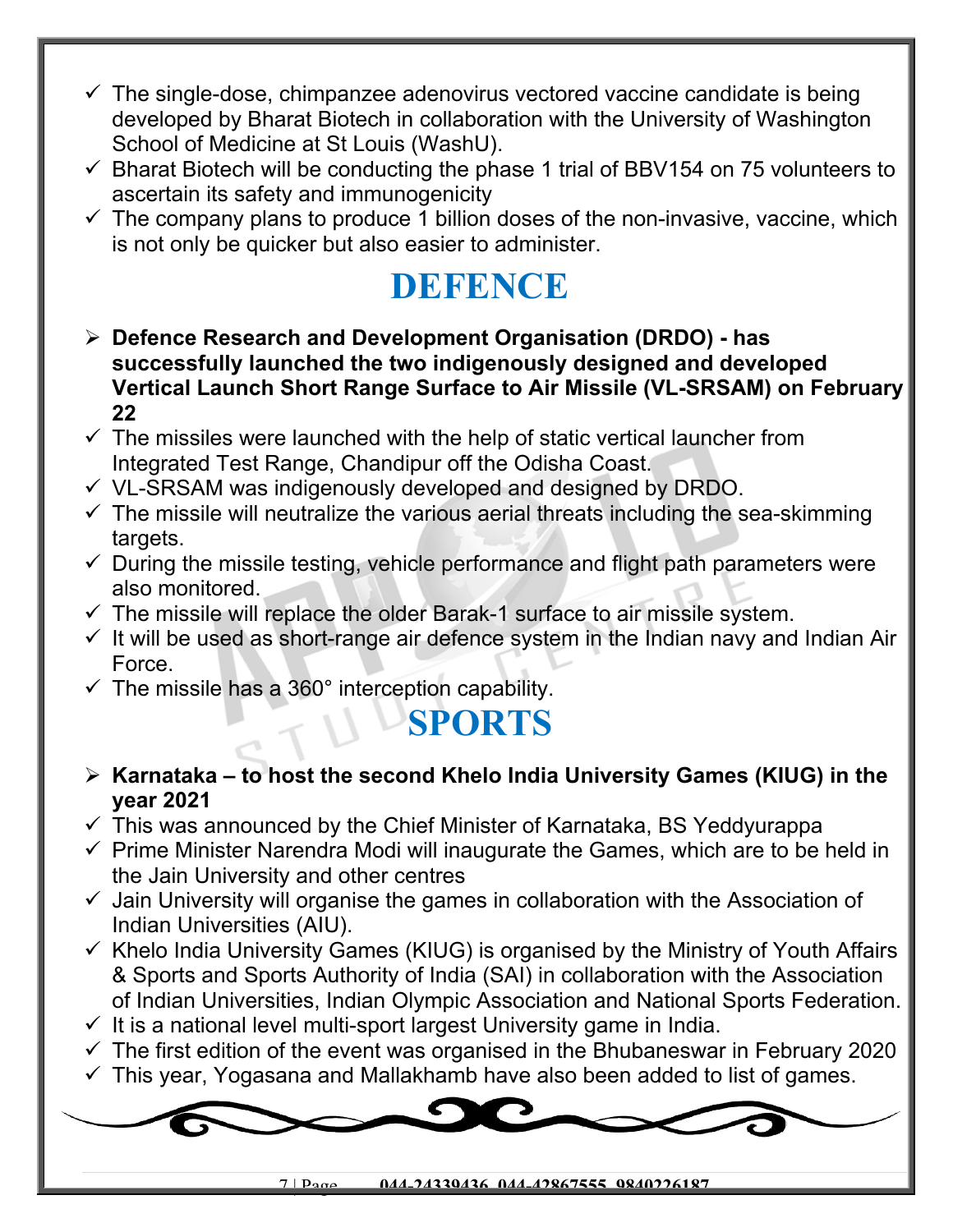- ✓ The single-dose, chimpanzee adenovirus vectored vaccine candidate is being developed by Bharat Biotech in collaboration with the University of Washington School of Medicine at St Louis (WashU).
- ✓ Bharat Biotech will be conducting the phase 1 trial of BBV154 on 75 volunteers to ascertain its safety and immunogenicity
- ✓ The company plans to produce 1 billion doses of the non-invasive, vaccine, which is not only be quicker but also easier to administer.

# DEFENCE

- ➢ **Defence Research and Development Organisation (DRDO) - has successfully launched the two indigenously designed and developed Vertical Launch Short Range Surface to Air Missile (VL-SRSAM) on February 22**
- ✓ The missiles were launched with the help of static vertical launcher from Integrated Test Range, Chandipur off the Odisha Coast.
- ✓ VL-SRSAM was indigenously developed and designed by DRDO.
- ✓ The missile will neutralize the various aerial threats including the sea-skimming targets.
- ✓ During the missile testing, vehicle performance and flight path parameters were also monitored.
- ✓ The missile will replace the older Barak-1 surface to air missile system.
- ✓ It will be used as short-range air defence system in the Indian navy and Indian Air Force.
- ✓ The missile has a 360° interception capability.

# SPORTS

- ➢ **Karnataka – to host the second Khelo India University Games (KIUG) in the year 2021**
- ✓ This was announced by the Chief Minister of Karnataka, BS Yeddyurappa
- ✓ Prime Minister Narendra Modi will inaugurate the Games, which are to be held in the Jain University and other centres
- ✓ Jain University will organise the games in collaboration with the Association of Indian Universities (AIU).
- ✓ Khelo India University Games (KIUG) is organised by the Ministry of Youth Affairs & Sports and Sports Authority of India (SAI) in collaboration with the Association of Indian Universities, Indian Olympic Association and National Sports Federation.
- ✓ It is a national level multi-sport largest University game in India.
- ✓ The first edition of the event was organised in the Bhubaneswar in February 2020
- ✓ This year, Yogasana and Mallakhamb have also been added to list of games.